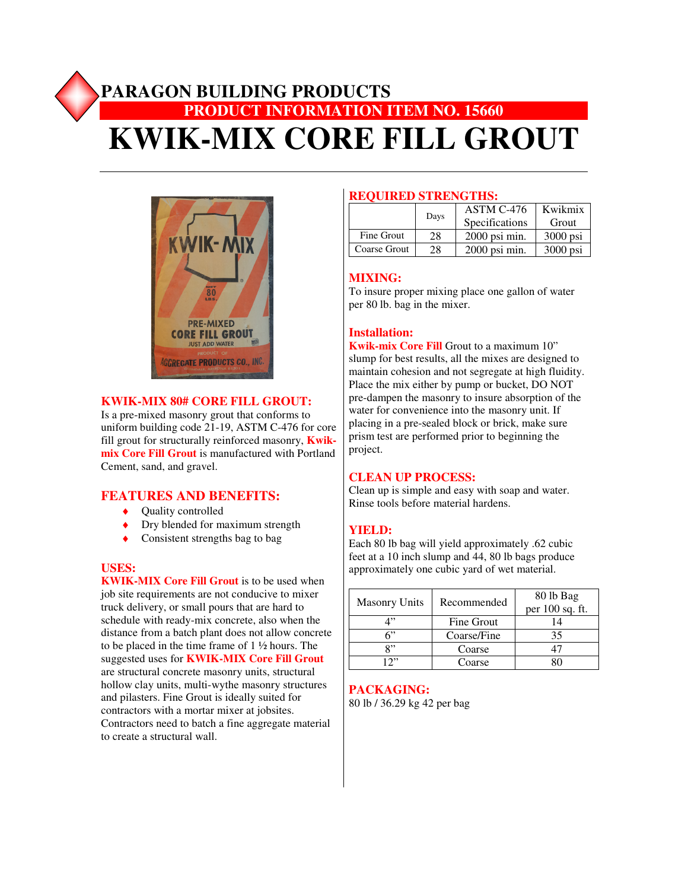# PARAGON BUILDING PRODUCTS

## PRODUCT INFORMATION ITEM NO. 15660

# KWIK-MIX CORE FILL GROUT

## KWIK-MIX 80# CORE FILL GROUT:

Is a pre-mixed masonry grout that conforms to uniform building code 21-19, ASTM C-476 for core fill grout for structurally reinforced masonry, **Kwik-mix Core Fill Grout** is manufactured with Portland Cement, sand, and gravel.

## FEATURES AND BENEFITS:

- Quality controlled
- Dry blended for maximum strength
- Consistent strengths bag to bag

## USES:

**KWIK-MIX Core Fill Grout** is to be used when job site requirements are not conducive to mixer truck delivery, or small pours that are hard to schedule with ready-mix concrete, also when the distance from a batch plant does not allow concrete to be placed in the time frame of 1 ½ hours. The suggested uses for **KWIK-MIX Core Fill Grout** are structural concrete masonry units, structural hollow clay units, multi-wythe masonry structures and pilasters. Fine Grout is ideally suited for contractors with a mortar mixer at jobsites. Contractors need to batch a fine aggregate material to create a structural wall.

## REQUIRED STRENGTHS:

| | Days | ASTM C-476 Specifications | Kwikmix Grout |
|---|---|---|---|
| Fine Grout | 28 | 2000 psi min. | 3000 psi |
| Coarse Grout | 28 | 2000 psi min. | 3000 psi |

## MIXING:

To insure proper mixing place one gallon of water per 80 lb. bag in the mixer.

## Installation:

**Kwik-mix Core Fill** Grout to a maximum 10" slump for best results, all the mixes are designed to maintain cohesion and not segregate at high fluidity. Place the mix either by pump or bucket, DO NOT pre-dampen the masonry to insure absorption of the water for convenience into the masonry unit. If placing in a pre-sealed block or brick, make sure prism test are performed prior to beginning the project.

## CLEAN UP PROCESS:

Clean up is simple and easy with soap and water. Rinse tools before material hardens.

## YIELD:

Each 80 lb bag will yield approximately .62 cubic feet at a 10 inch slump and 44, 80 lb bags produce approximately one cubic yard of wet material.

| Masonry Units | Recommended | 80 lb Bag per 100 sq. ft. |
|---|---|---|
| 4" | Fine Grout | 14 |
| 6" | Coarse/Fine | 35 |
| 8" | Coarse | 47 |
| 12" | Coarse | 80 |

## PACKAGING:

80 lb / 36.29 kg 42 per bag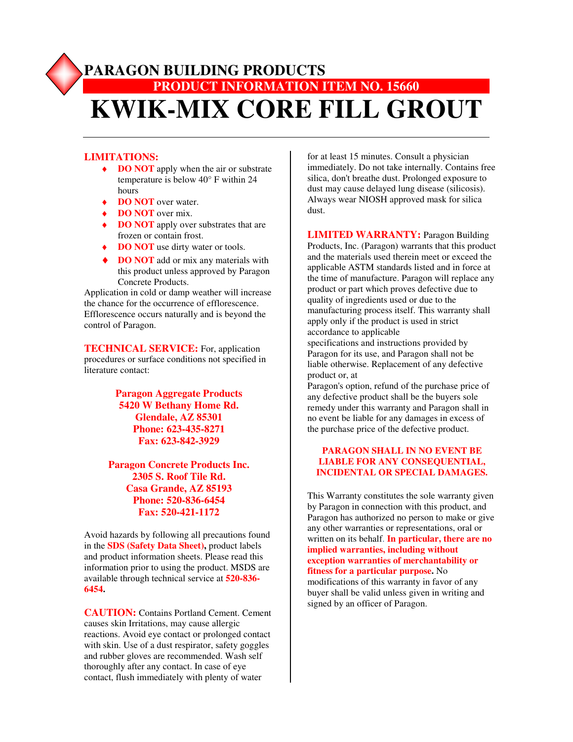# PARAGON BUILDING PRODUCTS

## PRODUCT INFORMATION ITEM NO. 15660

# KWIK-MIX CORE FILL GROUT

**LIMITATIONS:**

- **DO NOT** apply when the air or substrate temperature is below 40° F within 24 hours
- **DO NOT** over water.
- **DO NOT** over mix.
- **DO NOT** apply over substrates that are frozen or contain frost.
- **DO NOT** use dirty water or tools.
- **DO NOT** add or mix any materials with this product unless approved by Paragon Concrete Products.

Application in cold or damp weather will increase the chance for the occurrence of efflorescence. Efflorescence occurs naturally and is beyond the control of Paragon.

**TECHNICAL SERVICE:** For, application procedures or surface conditions not specified in literature contact:

**Paragon Aggregate Products**
**5420 W Bethany Home Rd.**
**Glendale, AZ 85301**
**Phone: 623-435-8271**
**Fax: 623-842-3929**

**Paragon Concrete Products Inc.**
**2305 S. Roof Tile Rd.**
**Casa Grande, AZ 85193**
**Phone: 520-836-6454**
**Fax: 520-421-1172**

Avoid hazards by following all precautions found in the **SDS (Safety Data Sheet),** product labels and product information sheets. Please read this information prior to using the product. MSDS are available through technical service at **520-836-6454.**

**CAUTION:** Contains Portland Cement. Cement causes skin Irritations, may cause allergic reactions. Avoid eye contact or prolonged contact with skin. Use of a dust respirator, safety goggles and rubber gloves are recommended. Wash self thoroughly after any contact. In case of eye contact, flush immediately with plenty of water for at least 15 minutes. Consult a physician immediately. Do not take internally. Contains free silica, don't breathe dust. Prolonged exposure to dust may cause delayed lung disease (silicosis). Always wear NIOSH approved mask for silica dust.

**LIMITED WARRANTY:** Paragon Building Products, Inc. (Paragon) warrants that this product and the materials used therein meet or exceed the applicable ASTM standards listed and in force at the time of manufacture. Paragon will replace any product or part which proves defective due to quality of ingredients used or due to the manufacturing process itself. This warranty shall apply only if the product is used in strict accordance to applicable specifications and instructions provided by Paragon for its use, and Paragon shall not be liable otherwise. Replacement of any defective product or, at Paragon's option, refund of the purchase price of any defective product shall be the buyers sole remedy under this warranty and Paragon shall in no event be liable for any damages in excess of the purchase price of the defective product.

**PARAGON SHALL IN NO EVENT BE LIABLE FOR ANY CONSEQUENTIAL, INCIDENTAL OR SPECIAL DAMAGES.**

This Warranty constitutes the sole warranty given by Paragon in connection with this product, and Paragon has authorized no person to make or give any other warranties or representations, oral or written on its behalf. **In particular, there are no implied warranties, including without exception warranties of merchantability or fitness for a particular purpose.** No modifications of this warranty in favor of any buyer shall be valid unless given in writing and signed by an officer of Paragon.